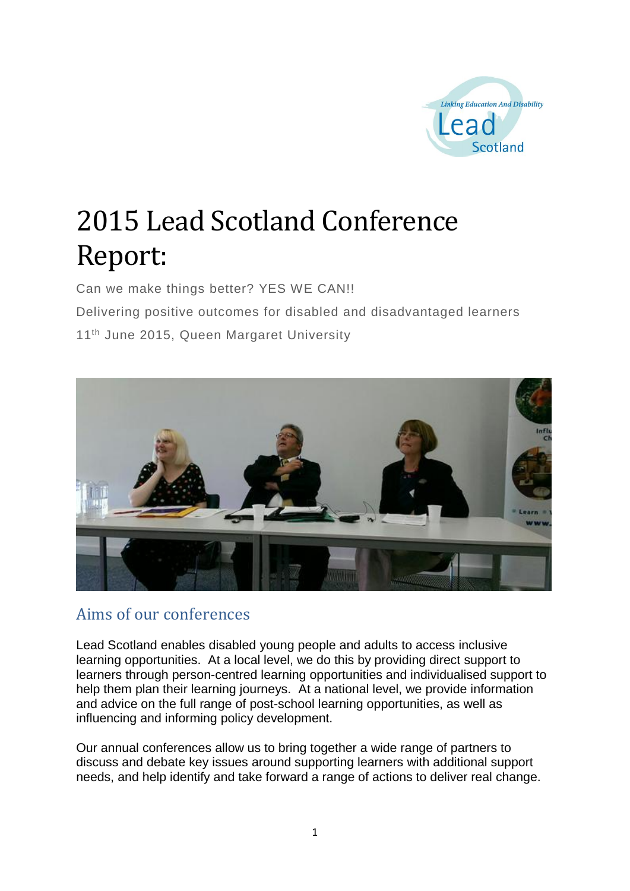Linking Education And Disability
Lead Scotland

# 2015 Lead Scotland Conference Report:

Can we make things better? YES WE CAN!!

Delivering positive outcomes for disabled and disadvantaged learners

11th June 2015, Queen Margaret University

## Aims of our conferences

Lead Scotland enables disabled young people and adults to access inclusive learning opportunities. At a local level, we do this by providing direct support to learners through person-centred learning opportunities and individualised support to help them plan their learning journeys. At a national level, we provide information and advice on the full range of post-school learning opportunities, as well as influencing and informing policy development.

Our annual conferences allow us to bring together a wide range of partners to discuss and debate key issues around supporting learners with additional support needs, and help identify and take forward a range of actions to deliver real change.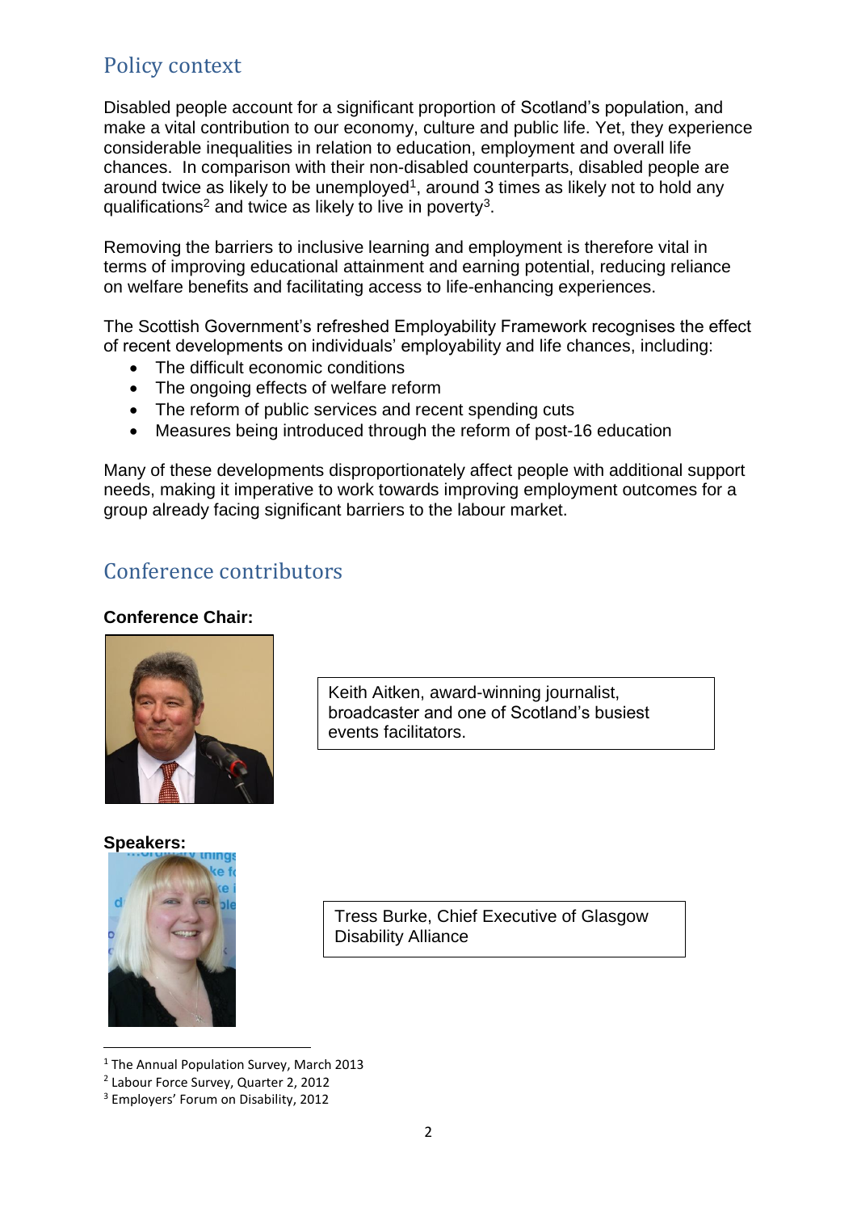## Policy context

Disabled people account for a significant proportion of Scotland's population, and make a vital contribution to our economy, culture and public life. Yet, they experience considerable inequalities in relation to education, employment and overall life chances. In comparison with their non-disabled counterparts, disabled people are around twice as likely to be unemployed[1], around 3 times as likely not to hold any qualifications[2] and twice as likely to live in poverty[3].

Removing the barriers to inclusive learning and employment is therefore vital in terms of improving educational attainment and earning potential, reducing reliance on welfare benefits and facilitating access to life-enhancing experiences.

The Scottish Government's refreshed Employability Framework recognises the effect of recent developments on individuals' employability and life chances, including:

- The difficult economic conditions
- The ongoing effects of welfare reform
- The reform of public services and recent spending cuts
- Measures being introduced through the reform of post-16 education

Many of these developments disproportionately affect people with additional support needs, making it imperative to work towards improving employment outcomes for a group already facing significant barriers to the labour market.

## Conference contributors

**Conference Chair:**

Keith Aitken, award-winning journalist, broadcaster and one of Scotland's busiest events facilitators.

**Speakers:**

Tress Burke, Chief Executive of Glasgow Disability Alliance

---

[1] The Annual Population Survey, March 2013

[2] Labour Force Survey, Quarter 2, 2012

[3] Employers' Forum on Disability, 2012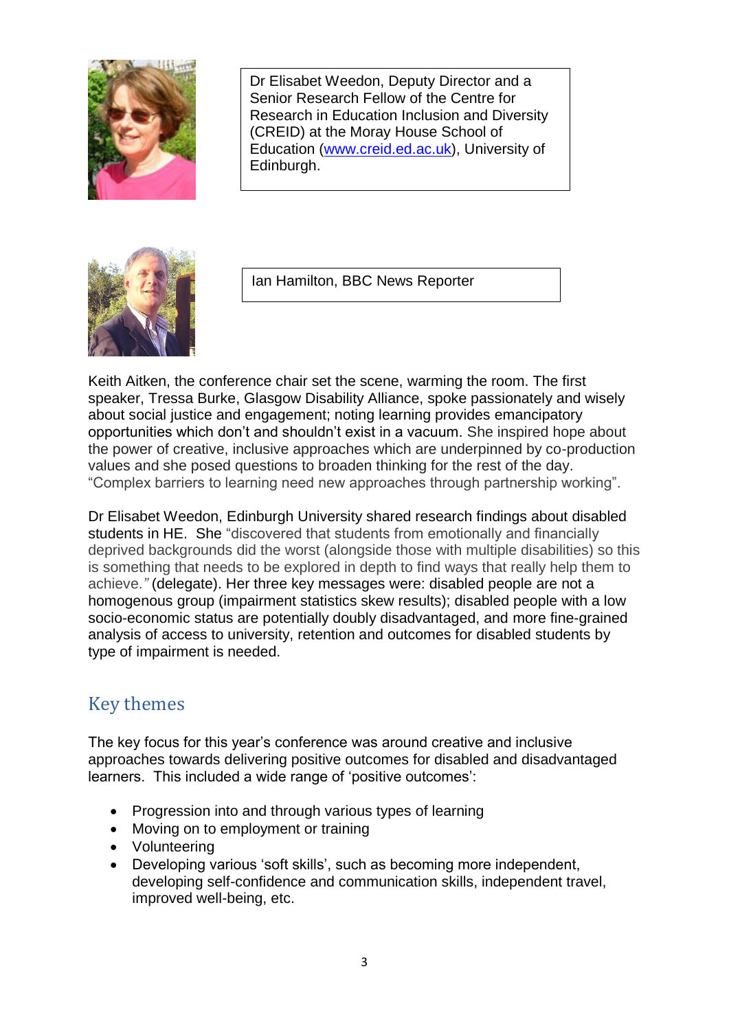Dr Elisabet Weedon, Deputy Director and a Senior Research Fellow of the Centre for Research in Education Inclusion and Diversity (CREID) at the Moray House School of Education ([www.creid.ed.ac.uk](http://www.creid.ed.ac.uk)), University of Edinburgh.

Ian Hamilton, BBC News Reporter

Keith Aitken, the conference chair set the scene, warming the room. The first speaker, Tressa Burke, Glasgow Disability Alliance, spoke passionately and wisely about social justice and engagement; noting learning provides emancipatory opportunities which don't and shouldn't exist in a vacuum. She inspired hope about the power of creative, inclusive approaches which are underpinned by co-production values and she posed questions to broaden thinking for the rest of the day. "Complex barriers to learning need new approaches through partnership working".

Dr Elisabet Weedon, Edinburgh University shared research findings about disabled students in HE. She "discovered that students from emotionally and financially deprived backgrounds did the worst (alongside those with multiple disabilities) so this is something that needs to be explored in depth to find ways that really help them to achieve.*"* (delegate). Her three key messages were: disabled people are not a homogenous group (impairment statistics skew results); disabled people with a low socio-economic status are potentially doubly disadvantaged, and more fine-grained analysis of access to university, retention and outcomes for disabled students by type of impairment is needed.

## Key themes

The key focus for this year's conference was around creative and inclusive approaches towards delivering positive outcomes for disabled and disadvantaged learners. This included a wide range of 'positive outcomes':

- Progression into and through various types of learning
- Moving on to employment or training
- Volunteering
- Developing various 'soft skills', such as becoming more independent, developing self-confidence and communication skills, independent travel, improved well-being, etc.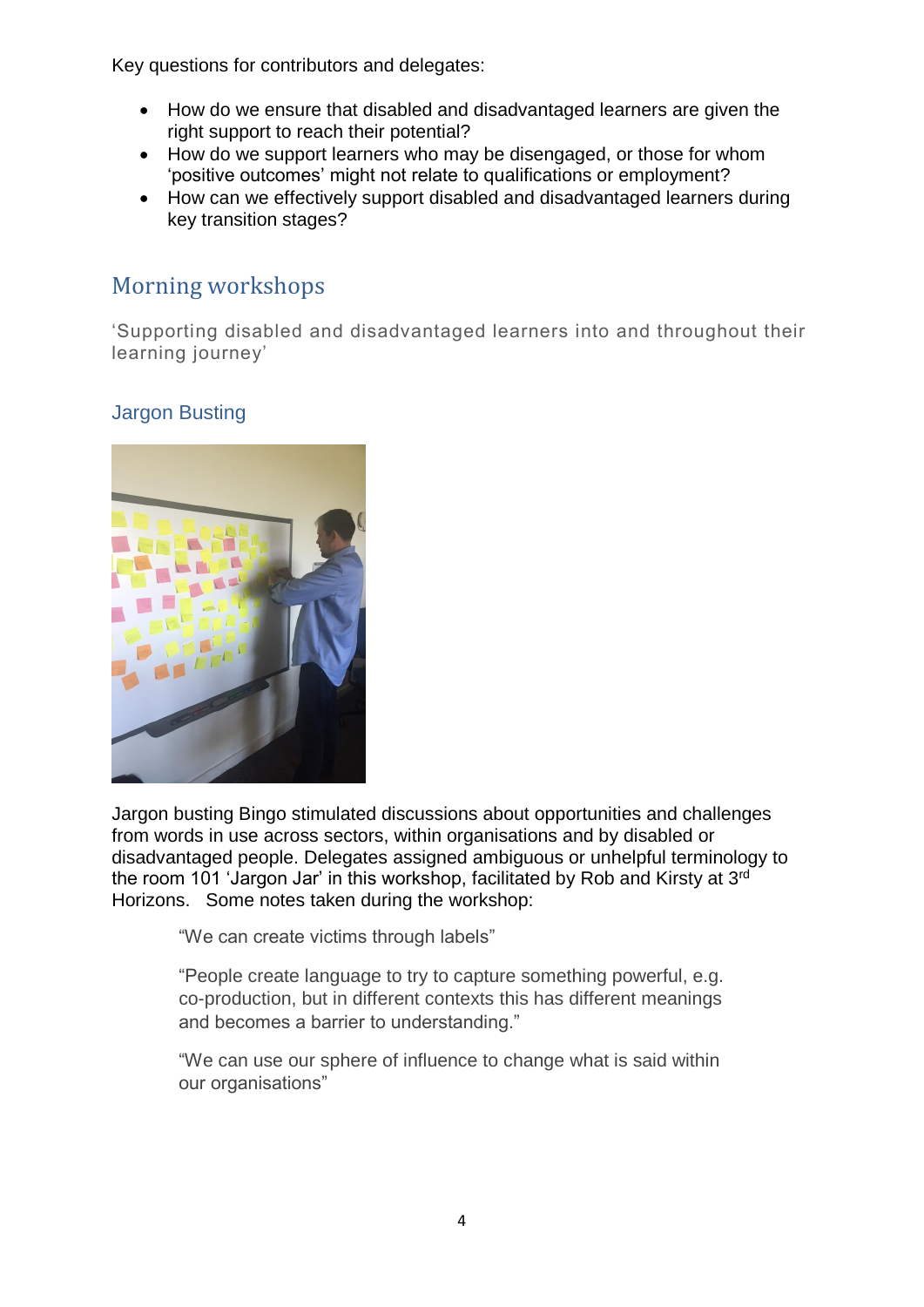Key questions for contributors and delegates:

- How do we ensure that disabled and disadvantaged learners are given the right support to reach their potential?
- How do we support learners who may be disengaged, or those for whom 'positive outcomes' might not relate to qualifications or employment?
- How can we effectively support disabled and disadvantaged learners during key transition stages?

## Morning workshops

'Supporting disabled and disadvantaged learners into and throughout their learning journey'

### Jargon Busting

Jargon busting Bingo stimulated discussions about opportunities and challenges from words in use across sectors, within organisations and by disabled or disadvantaged people. Delegates assigned ambiguous or unhelpful terminology to the room 101 'Jargon Jar' in this workshop, facilitated by Rob and Kirsty at 3rd Horizons. Some notes taken during the workshop:

> "We can create victims through labels"
>
> "People create language to try to capture something powerful, e.g. co-production, but in different contexts this has different meanings and becomes a barrier to understanding."
>
> "We can use our sphere of influence to change what is said within our organisations"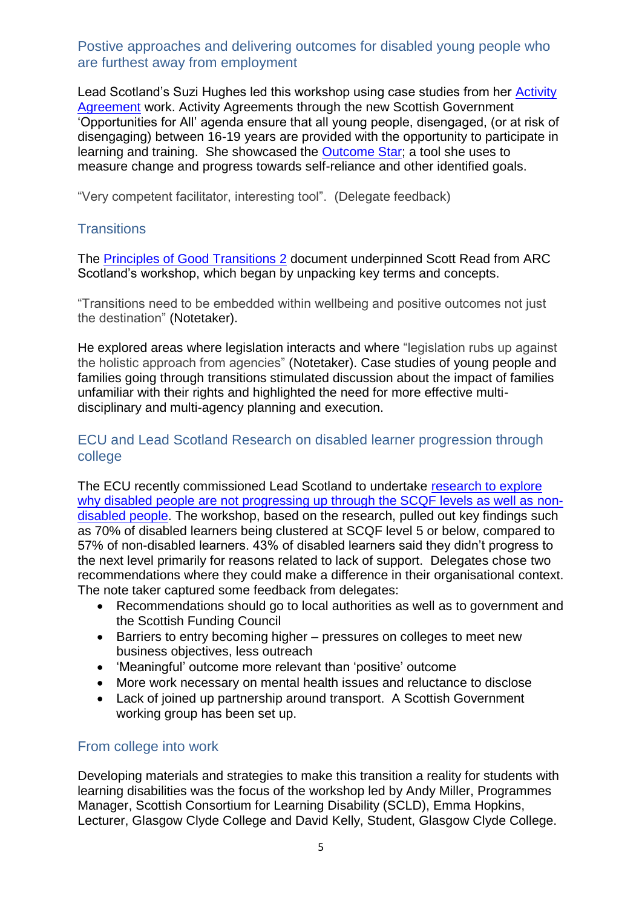## Postive approaches and delivering outcomes for disabled young people who are furthest away from employment

Lead Scotland's Suzi Hughes led this workshop using case studies from her Activity Agreement work. Activity Agreements through the new Scottish Government 'Opportunities for All' agenda ensure that all young people, disengaged, (or at risk of disengaging) between 16-19 years are provided with the opportunity to participate in learning and training. She showcased the Outcome Star; a tool she uses to measure change and progress towards self-reliance and other identified goals.

"Very competent facilitator, interesting tool". (Delegate feedback)

## Transitions

The Principles of Good Transitions 2 document underpinned Scott Read from ARC Scotland's workshop, which began by unpacking key terms and concepts.

"Transitions need to be embedded within wellbeing and positive outcomes not just the destination" (Notetaker).

He explored areas where legislation interacts and where "legislation rubs up against the holistic approach from agencies" (Notetaker). Case studies of young people and families going through transitions stimulated discussion about the impact of families unfamiliar with their rights and highlighted the need for more effective multi-disciplinary and multi-agency planning and execution.

## ECU and Lead Scotland Research on disabled learner progression through college

The ECU recently commissioned Lead Scotland to undertake research to explore why disabled people are not progressing up through the SCQF levels as well as non-disabled people. The workshop, based on the research, pulled out key findings such as 70% of disabled learners being clustered at SCQF level 5 or below, compared to 57% of non-disabled learners. 43% of disabled learners said they didn't progress to the next level primarily for reasons related to lack of support. Delegates chose two recommendations where they could make a difference in their organisational context. The note taker captured some feedback from delegates:

- Recommendations should go to local authorities as well as to government and the Scottish Funding Council
- Barriers to entry becoming higher – pressures on colleges to meet new business objectives, less outreach
- 'Meaningful' outcome more relevant than 'positive' outcome
- More work necessary on mental health issues and reluctance to disclose
- Lack of joined up partnership around transport. A Scottish Government working group has been set up.

## From college into work

Developing materials and strategies to make this transition a reality for students with learning disabilities was the focus of the workshop led by Andy Miller, Programmes Manager, Scottish Consortium for Learning Disability (SCLD), Emma Hopkins, Lecturer, Glasgow Clyde College and David Kelly, Student, Glasgow Clyde College.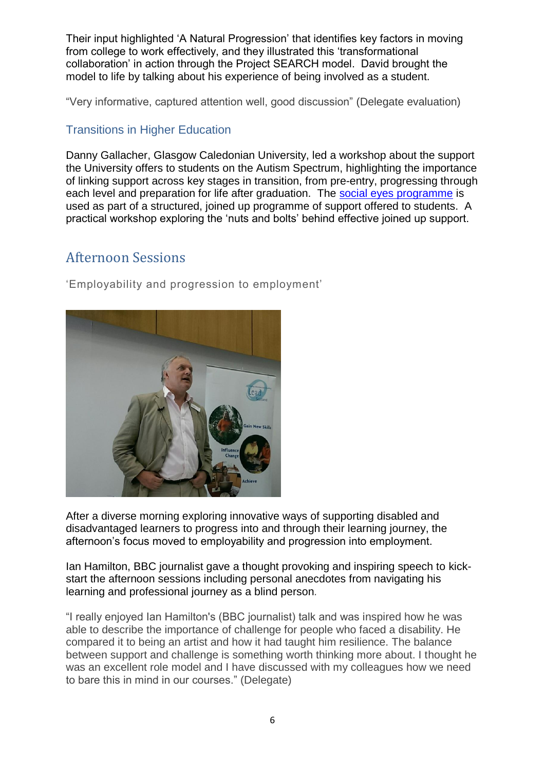Their input highlighted 'A Natural Progression' that identifies key factors in moving from college to work effectively, and they illustrated this 'transformational collaboration' in action through the Project SEARCH model. David brought the model to life by talking about his experience of being involved as a student.

"Very informative, captured attention well, good discussion" (Delegate evaluation)

### Transitions in Higher Education

Danny Gallacher, Glasgow Caledonian University, led a workshop about the support the University offers to students on the Autism Spectrum, highlighting the importance of linking support across key stages in transition, from pre-entry, progressing through each level and preparation for life after graduation. The social eyes programme is used as part of a structured, joined up programme of support offered to students. A practical workshop exploring the 'nuts and bolts' behind effective joined up support.

## Afternoon Sessions

'Employability and progression to employment'

After a diverse morning exploring innovative ways of supporting disabled and disadvantaged learners to progress into and through their learning journey, the afternoon's focus moved to employability and progression into employment.

Ian Hamilton, BBC journalist gave a thought provoking and inspiring speech to kick-start the afternoon sessions including personal anecdotes from navigating his learning and professional journey as a blind person.

"I really enjoyed Ian Hamilton's (BBC journalist) talk and was inspired how he was able to describe the importance of challenge for people who faced a disability. He compared it to being an artist and how it had taught him resilience. The balance between support and challenge is something worth thinking more about. I thought he was an excellent role model and I have discussed with my colleagues how we need to bare this in mind in our courses." (Delegate)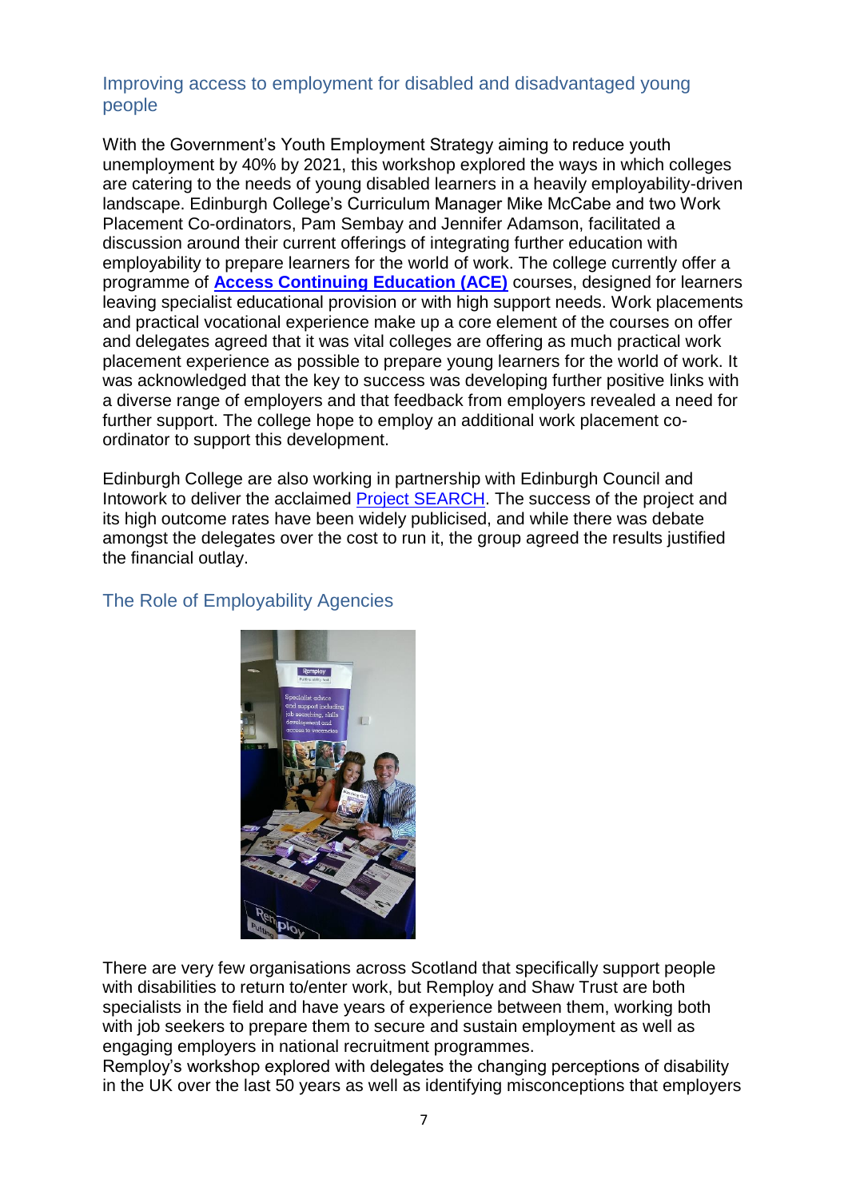## Improving access to employment for disabled and disadvantaged young people

With the Government's Youth Employment Strategy aiming to reduce youth unemployment by 40% by 2021, this workshop explored the ways in which colleges are catering to the needs of young disabled learners in a heavily employability-driven landscape. Edinburgh College's Curriculum Manager Mike McCabe and two Work Placement Co-ordinators, Pam Sembay and Jennifer Adamson, facilitated a discussion around their current offerings of integrating further education with employability to prepare learners for the world of work. The college currently offer a programme of **Access Continuing Education (ACE)** courses, designed for learners leaving specialist educational provision or with high support needs. Work placements and practical vocational experience make up a core element of the courses on offer and delegates agreed that it was vital colleges are offering as much practical work placement experience as possible to prepare young learners for the world of work. It was acknowledged that the key to success was developing further positive links with a diverse range of employers and that feedback from employers revealed a need for further support. The college hope to employ an additional work placement co-ordinator to support this development.

Edinburgh College are also working in partnership with Edinburgh Council and Intowork to deliver the acclaimed Project SEARCH. The success of the project and its high outcome rates have been widely publicised, and while there was debate amongst the delegates over the cost to run it, the group agreed the results justified the financial outlay.

## The Role of Employability Agencies

There are very few organisations across Scotland that specifically support people with disabilities to return to/enter work, but Remploy and Shaw Trust are both specialists in the field and have years of experience between them, working both with job seekers to prepare them to secure and sustain employment as well as engaging employers in national recruitment programmes.

Remploy's workshop explored with delegates the changing perceptions of disability in the UK over the last 50 years as well as identifying misconceptions that employers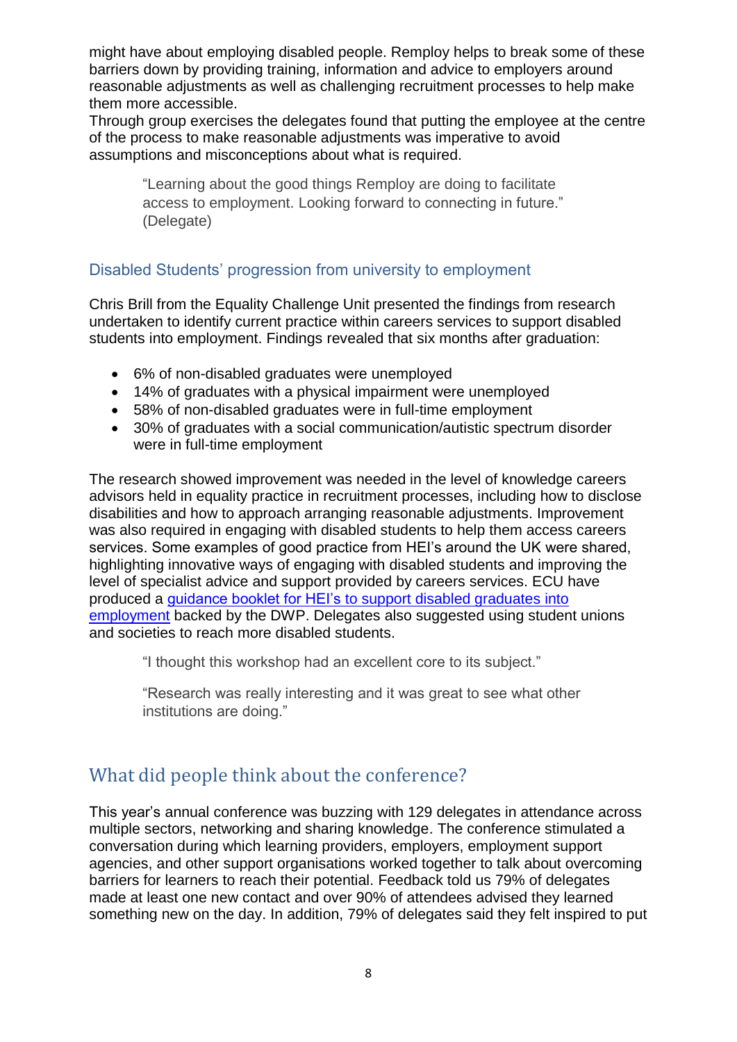might have about employing disabled people. Remploy helps to break some of these barriers down by providing training, information and advice to employers around reasonable adjustments as well as challenging recruitment processes to help make them more accessible.
Through group exercises the delegates found that putting the employee at the centre of the process to make reasonable adjustments was imperative to avoid assumptions and misconceptions about what is required.

> "Learning about the good things Remploy are doing to facilitate access to employment. Looking forward to connecting in future." (Delegate)

### Disabled Students' progression from university to employment

Chris Brill from the Equality Challenge Unit presented the findings from research undertaken to identify current practice within careers services to support disabled students into employment. Findings revealed that six months after graduation:

- 6% of non-disabled graduates were unemployed
- 14% of graduates with a physical impairment were unemployed
- 58% of non-disabled graduates were in full-time employment
- 30% of graduates with a social communication/autistic spectrum disorder were in full-time employment

The research showed improvement was needed in the level of knowledge careers advisors held in equality practice in recruitment processes, including how to disclose disabilities and how to approach arranging reasonable adjustments. Improvement was also required in engaging with disabled students to help them access careers services. Some examples of good practice from HEI's around the UK were shared, highlighting innovative ways of engaging with disabled students and improving the level of specialist advice and support provided by careers services. ECU have produced a guidance booklet for HEI's to support disabled graduates into employment backed by the DWP. Delegates also suggested using student unions and societies to reach more disabled students.

> "I thought this workshop had an excellent core to its subject."

> "Research was really interesting and it was great to see what other institutions are doing."

## What did people think about the conference?

This year's annual conference was buzzing with 129 delegates in attendance across multiple sectors, networking and sharing knowledge. The conference stimulated a conversation during which learning providers, employers, employment support agencies, and other support organisations worked together to talk about overcoming barriers for learners to reach their potential. Feedback told us 79% of delegates made at least one new contact and over 90% of attendees advised they learned something new on the day. In addition, 79% of delegates said they felt inspired to put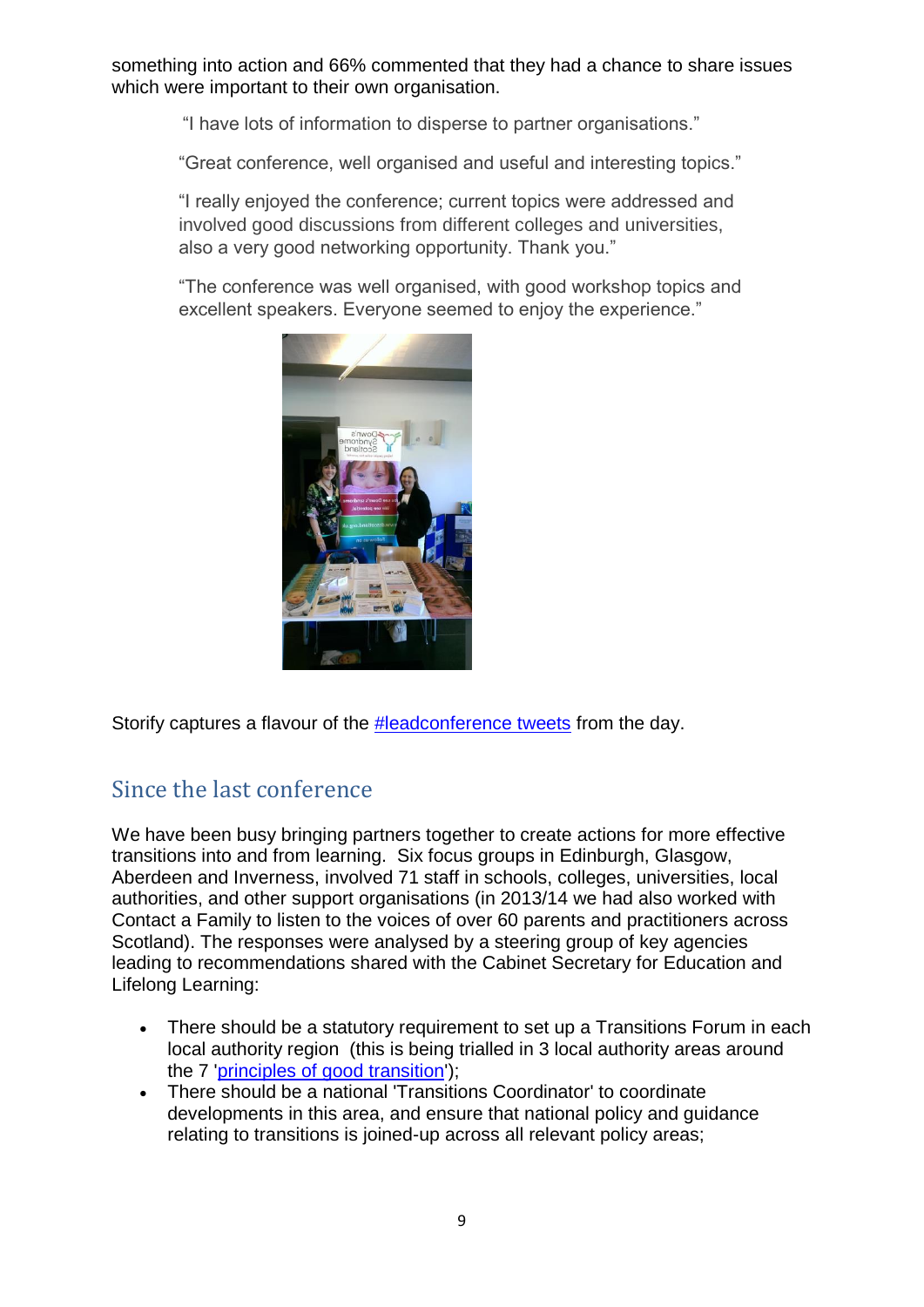something into action and 66% commented that they had a chance to share issues which were important to their own organisation.

> "I have lots of information to disperse to partner organisations."
>
> "Great conference, well organised and useful and interesting topics."
>
> "I really enjoyed the conference; current topics were addressed and involved good discussions from different colleges and universities, also a very good networking opportunity. Thank you."
>
> "The conference was well organised, with good workshop topics and excellent speakers. Everyone seemed to enjoy the experience."

Storify captures a flavour of the [#leadconference tweets]() from the day.

## Since the last conference

We have been busy bringing partners together to create actions for more effective transitions into and from learning. Six focus groups in Edinburgh, Glasgow, Aberdeen and Inverness, involved 71 staff in schools, colleges, universities, local authorities, and other support organisations (in 2013/14 we had also worked with Contact a Family to listen to the voices of over 60 parents and practitioners across Scotland). The responses were analysed by a steering group of key agencies leading to recommendations shared with the Cabinet Secretary for Education and Lifelong Learning:

- There should be a statutory requirement to set up a Transitions Forum in each local authority region (this is being trialled in 3 local authority areas around the 7 '[principles of good transition]()');
- There should be a national 'Transitions Coordinator' to coordinate developments in this area, and ensure that national policy and guidance relating to transitions is joined-up across all relevant policy areas;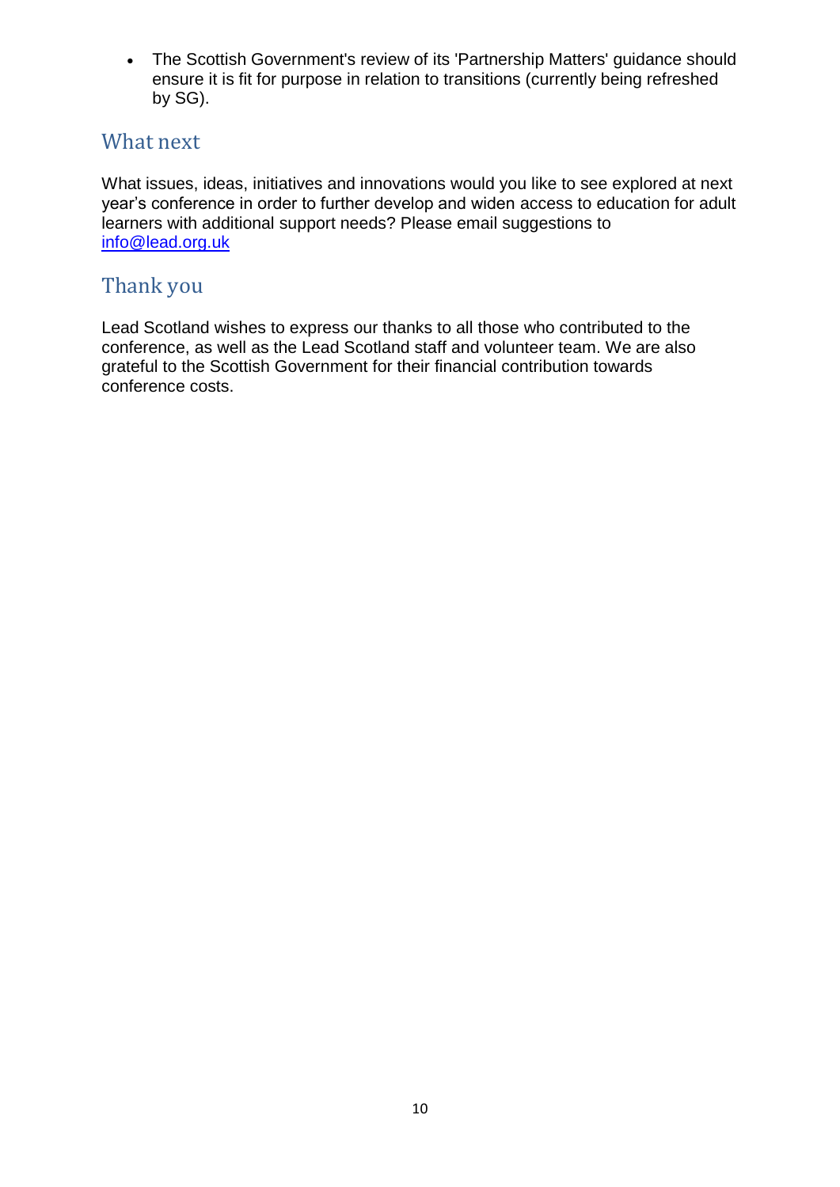- The Scottish Government's review of its 'Partnership Matters' guidance should ensure it is fit for purpose in relation to transitions (currently being refreshed by SG).

## What next

What issues, ideas, initiatives and innovations would you like to see explored at next year's conference in order to further develop and widen access to education for adult learners with additional support needs? Please email suggestions to info@lead.org.uk

## Thank you

Lead Scotland wishes to express our thanks to all those who contributed to the conference, as well as the Lead Scotland staff and volunteer team. We are also grateful to the Scottish Government for their financial contribution towards conference costs.